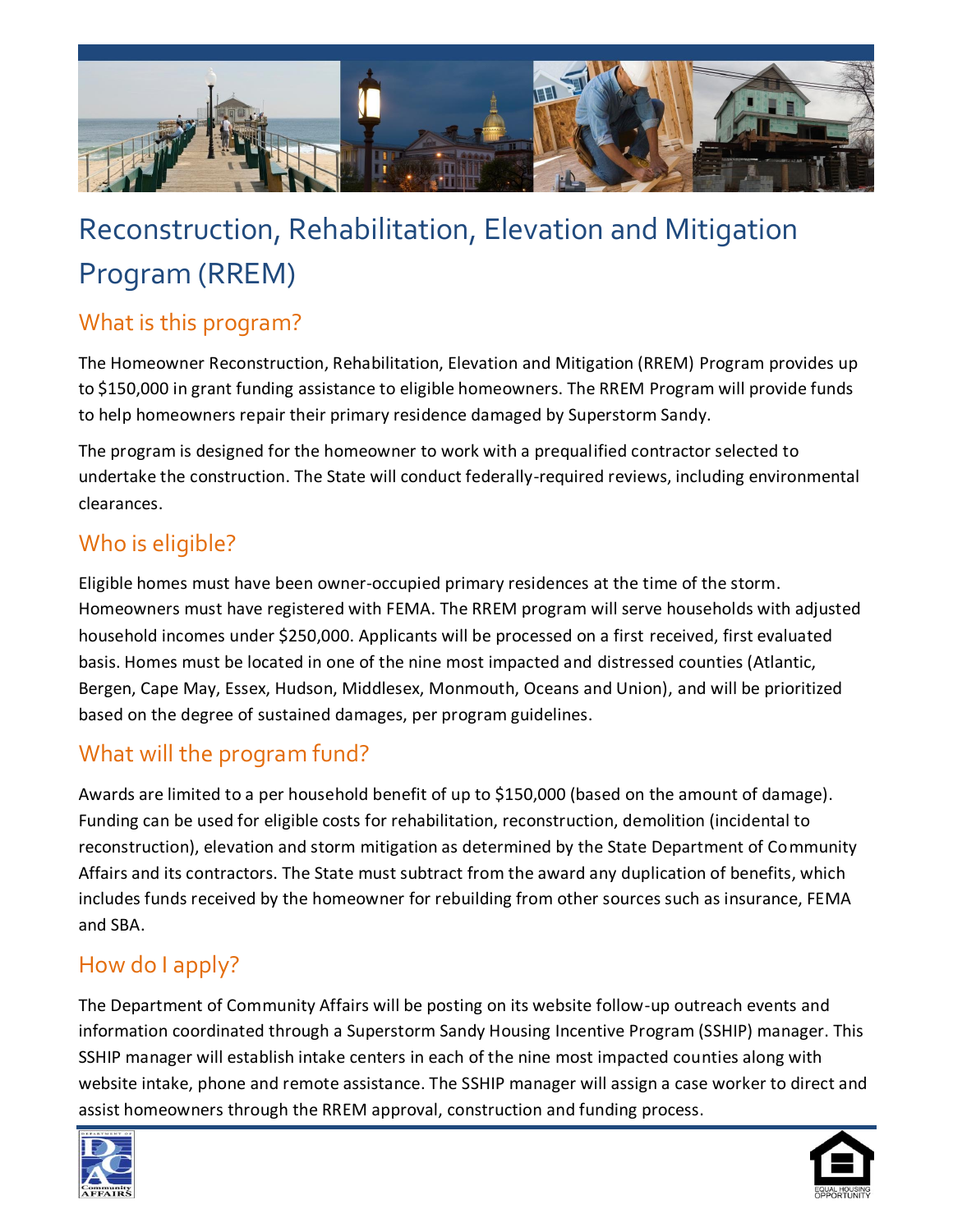# Reconstruction, Rehabilitation, Elevation and Mitigation Program (RREM)

## What is this program?

The Homeowner Reconstruction, Rehabilitation, Elevation and Mitigation (RREM) Program provides up to $150,000 in grant funding assistance to eligible homeowners. The RREM Program will provide funds to help homeowners repair their primary residence damaged by Superstorm Sandy.

The program is designed for the homeowner to work with a prequalified contractor selected to undertake the construction. The State will conduct federally-required reviews, including environmental clearances.

## Who is eligible?

Eligible homes must have been owner-occupied primary residences at the time of the storm. Homeowners must have registered with FEMA. The RREM program will serve households with adjusted household incomes under $250,000. Applicants will be processed on a first received, first evaluated basis. Homes must be located in one of the nine most impacted and distressed counties (Atlantic, Bergen, Cape May, Essex, Hudson, Middlesex, Monmouth, Oceans and Union), and will be prioritized based on the degree of sustained damages, per program guidelines.

## What will the program fund?

Awards are limited to a per household benefit of up to $150,000 (based on the amount of damage). Funding can be used for eligible costs for rehabilitation, reconstruction, demolition (incidental to reconstruction), elevation and storm mitigation as determined by the State Department of Community Affairs and its contractors. The State must subtract from the award any duplication of benefits, which includes funds received by the homeowner for rebuilding from other sources such as insurance, FEMA and SBA.

## How do I apply?

The Department of Community Affairs will be posting on its website follow-up outreach events and information coordinated through a Superstorm Sandy Housing Incentive Program (SSHIP) manager. This SSHIP manager will establish intake centers in each of the nine most impacted counties along with website intake, phone and remote assistance. The SSHIP manager will assign a case worker to direct and assist homeowners through the RREM approval, construction and funding process.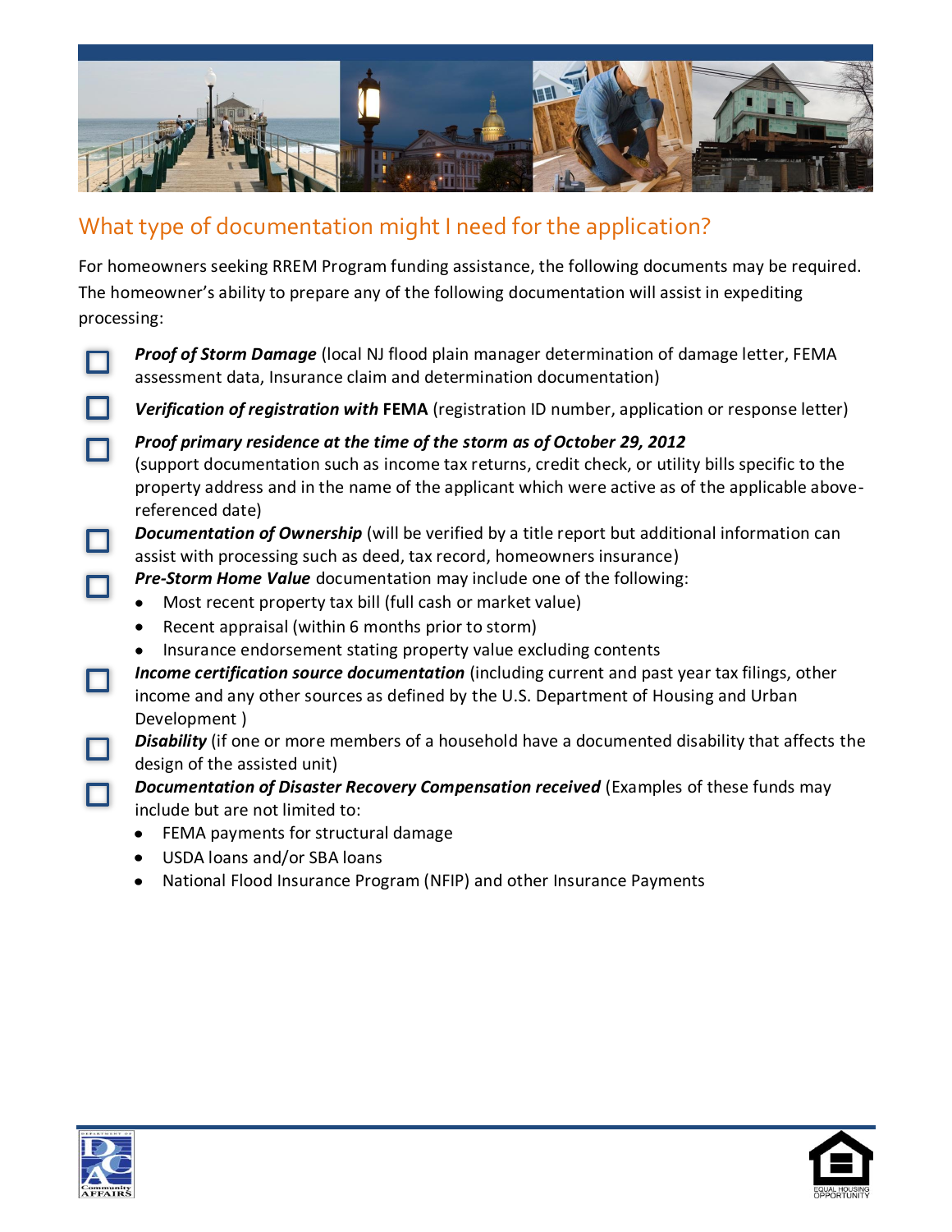## What type of documentation might I need for the application?

For homeowners seeking RREM Program funding assistance, the following documents may be required. The homeowner's ability to prepare any of the following documentation will assist in expediting processing:

- ☐ ***Proof of Storm Damage*** (local NJ flood plain manager determination of damage letter, FEMA assessment data, Insurance claim and determination documentation)
- ☐ ***Verification of registration with*** **FEMA** (registration ID number, application or response letter)
- ☐ ***Proof primary residence at the time of the storm as of October 29, 2012*** (support documentation such as income tax returns, credit check, or utility bills specific to the property address and in the name of the applicant which were active as of the applicable above-referenced date)
- ☐ ***Documentation of Ownership*** (will be verified by a title report but additional information can assist with processing such as deed, tax record, homeowners insurance)
- ☐ ***Pre-Storm Home Value*** documentation may include one of the following:
  - Most recent property tax bill (full cash or market value)
  - Recent appraisal (within 6 months prior to storm)
  - Insurance endorsement stating property value excluding contents
- ☐ ***Income certification source documentation*** (including current and past year tax filings, other income and any other sources as defined by the U.S. Department of Housing and Urban Development )
- ☐ ***Disability*** (if one or more members of a household have a documented disability that affects the design of the assisted unit)
- ☐ ***Documentation of Disaster Recovery Compensation received*** (Examples of these funds may include but are not limited to:
  - FEMA payments for structural damage
  - USDA loans and/or SBA loans
  - National Flood Insurance Program (NFIP) and other Insurance Payments